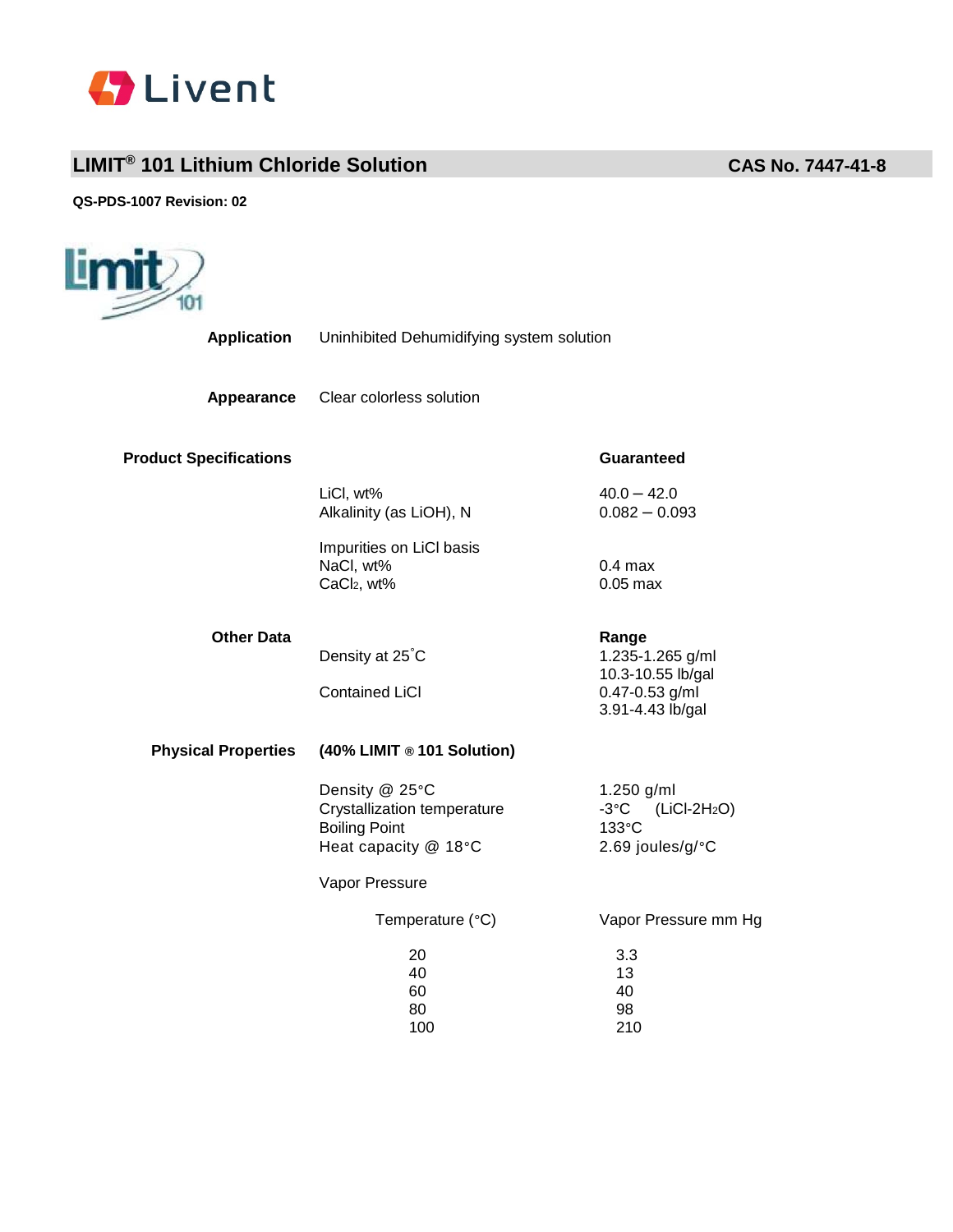Livent

# LIMIT® 101 Lithium Chloride Solution

**CAS No. 7447-41-8**

**QS-PDS-1007 Revision: 02**

**Application** Uninhibited Dehumidifying system solution

**Appearance** Clear colorless solution

**Product Specifications**

| | Guaranteed |
|---|---|
| LiCl, wt% | 40.0 – 42.0 |
| Alkalinity (as LiOH), N | 0.082 – 0.093 |
| Impurities on LiCl basis | |
| NaCl, wt% | 0.4 max |
| $CaCl_2$, wt% | 0.05 max |

**Other Data**

| | Range |
|---|---|
| Density at 25˚C | 1.235-1.265 g/ml<br>10.3-10.55 lb/gal |
| Contained LiCl | 0.47-0.53 g/ml<br>3.91-4.43 lb/gal |

**Physical Properties** **(40% LIMIT ® 101 Solution)**

| | |
|---|---|
| Density @ 25°C | 1.250 g/ml |
| Crystallization temperature | -3°C ($LiCl\text{-}2H_2O$) |
| Boiling Point | 133°C |
| Heat capacity @ 18°C | 2.69 joules/g/°C |

Vapor Pressure

| Temperature (°C) | Vapor Pressure mm Hg |
|---|---|
| 20 | 3.3 |
| 40 | 13 |
| 60 | 40 |
| 80 | 98 |
| 100 | 210 |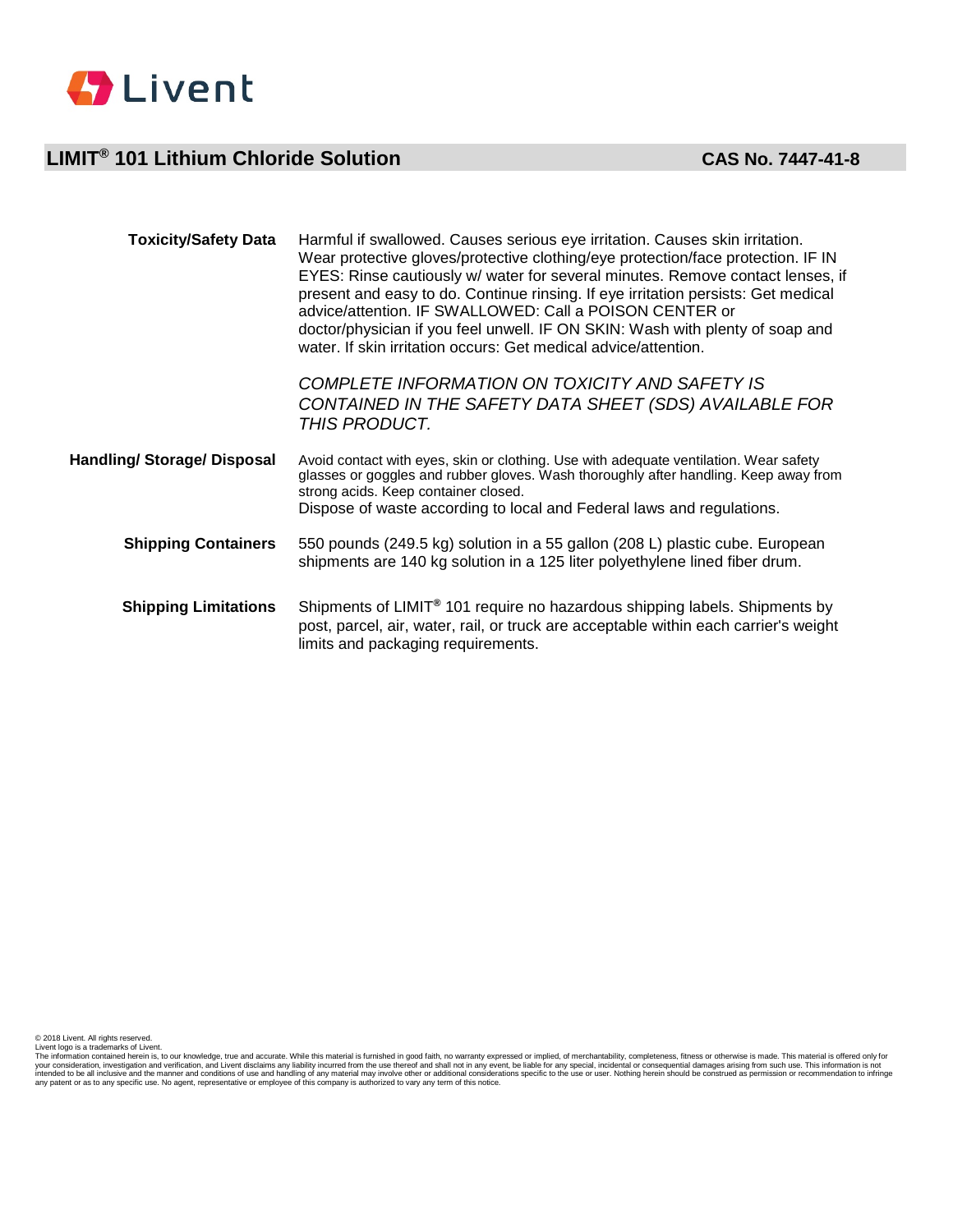## LIMIT® 101 Lithium Chloride Solution — CAS No. 7447-41-8

| | |
|---|---|
| **Toxicity/Safety Data** | Harmful if swallowed. Causes serious eye irritation. Causes skin irritation. Wear protective gloves/protective clothing/eye protection/face protection. IF IN EYES: Rinse cautiously w/ water for several minutes. Remove contact lenses, if present and easy to do. Continue rinsing. If eye irritation persists: Get medical advice/attention. IF SWALLOWED: Call a POISON CENTER or doctor/physician if you feel unwell. IF ON SKIN: Wash with plenty of soap and water. If skin irritation occurs: Get medical advice/attention. *COMPLETE INFORMATION ON TOXICITY AND SAFETY IS CONTAINED IN THE SAFETY DATA SHEET (SDS) AVAILABLE FOR THIS PRODUCT.* |
| **Handling/ Storage/ Disposal** | Avoid contact with eyes, skin or clothing. Use with adequate ventilation. Wear safety glasses or goggles and rubber gloves. Wash thoroughly after handling. Keep away from strong acids. Keep container closed. Dispose of waste according to local and Federal laws and regulations. |
| **Shipping Containers** | 550 pounds (249.5 kg) solution in a 55 gallon (208 L) plastic cube. European shipments are 140 kg solution in a 125 liter polyethylene lined fiber drum. |
| **Shipping Limitations** | Shipments of LIMIT® 101 require no hazardous shipping labels. Shipments by post, parcel, air, water, rail, or truck are acceptable within each carrier's weight limits and packaging requirements. |

© 2018 Livent. All rights reserved.
Livent logo is a trademarks of Livent.
The information contained herein is, to our knowledge, true and accurate. While this material is furnished in good faith, no warranty expressed or implied, of merchantability, completeness, fitness or otherwise is made. This material is offered only for your consideration, investigation and verification, and Livent disclaims any liability incurred from the use thereof and shall not in any event, be liable for any special, incidental or consequential damages arising from such use. This information is not intended to be all inclusive and the manner and conditions of use and handling of any material may involve other or additional considerations specific to the use or user. Nothing herein should be construed as permission or recommendation to infringe any patent or as to any specific use. No agent, representative or employee of this company is authorized to vary any term of this notice.